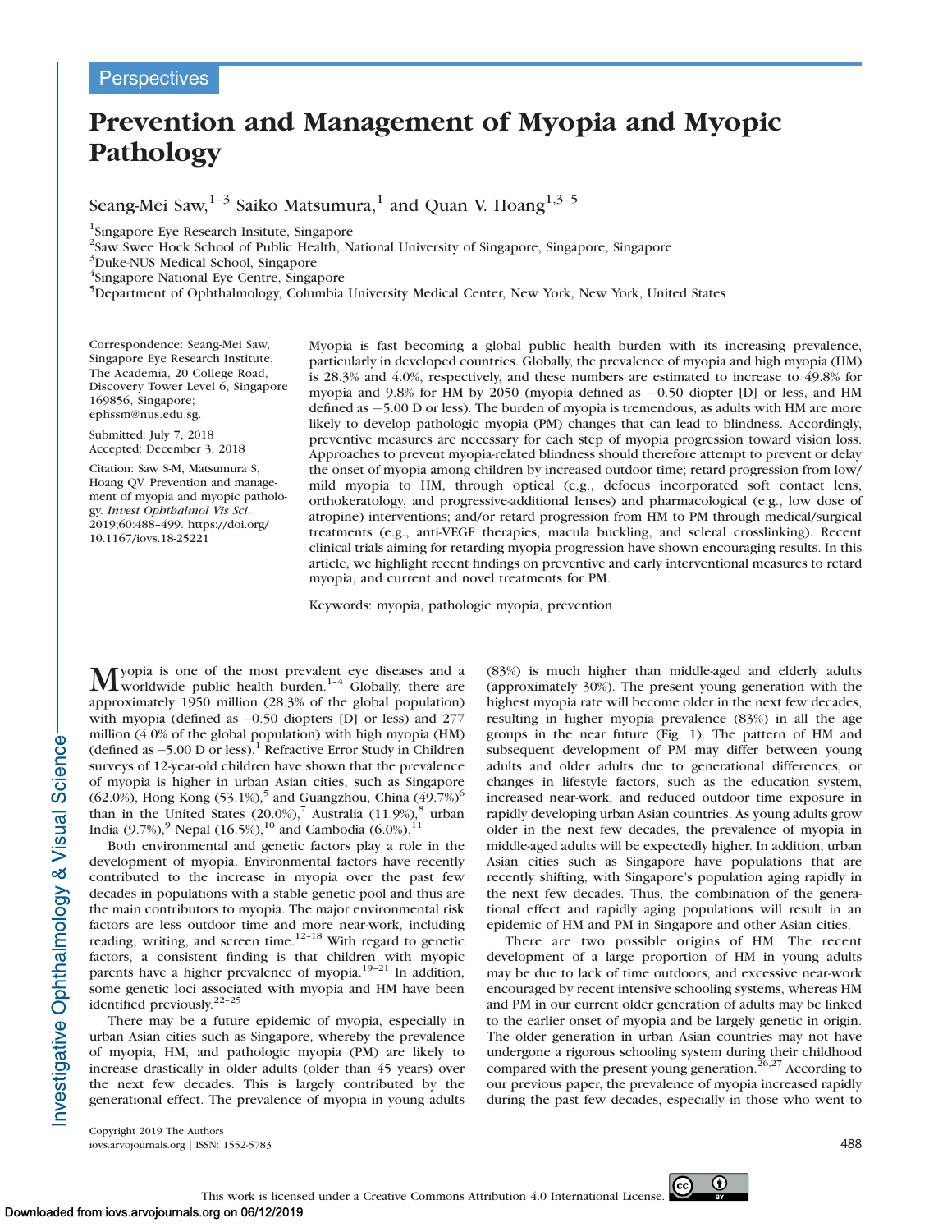Perspectives

# Prevention and Management of Myopia and Myopic Pathology

Seang-Mei Saw,[1–3] Saiko Matsumura,[1] and Quan V. Hoang[1,3–5]

[1]Singapore Eye Research Insitute, Singapore
[2]Saw Swee Hock School of Public Health, National University of Singapore, Singapore
[3]Duke-NUS Medical School, Singapore
[4]Singapore National Eye Centre, Singapore
[5]Department of Ophthalmology, Columbia University Medical Center, New York, New York, United States

Correspondence: Seang-Mei Saw, Singapore Eye Research Institute, The Academia, 20 College Road, Discovery Tower Level 6, Singapore 169856, Singapore; ephssm@nus.edu.sg.

Submitted: July 7, 2018
Accepted: December 3, 2018

Citation: Saw S-M, Matsumura S, Hoang QV. Prevention and management of myopia and myopic pathology. *Invest Ophthalmol Vis Sci.* 2019;60:488–499. https://doi.org/10.1167/iovs.18-25221

Myopia is fast becoming a global public health burden with its increasing prevalence, particularly in developed countries. Globally, the prevalence of myopia and high myopia (HM) is 28.3% and 4.0%, respectively, and these numbers are estimated to increase to 49.8% for myopia and 9.8% for HM by 2050 (myopia defined as −0.50 diopter [D] or less, and HM defined as −5.00 D or less). The burden of myopia is tremendous, as adults with HM are more likely to develop pathologic myopia (PM) changes that can lead to blindness. Accordingly, preventive measures are necessary for each step of myopia progression toward vision loss. Approaches to prevent myopia-related blindness should therefore attempt to prevent or delay the onset of myopia among children by increased outdoor time; retard progression from low/mild myopia to HM, through optical (e.g., defocus incorporated soft contact lens, orthokeratology, and progressive-additional lenses) and pharmacological (e.g., low dose of atropine) interventions; and/or retard progression from HM to PM through medical/surgical treatments (e.g., anti-VEGF therapies, macula buckling, and scleral crosslinking). Recent clinical trials aiming for retarding myopia progression have shown encouraging results. In this article, we highlight recent findings on preventive and early interventional measures to retard myopia, and current and novel treatments for PM.

Keywords: myopia, pathologic myopia, prevention

Myopia is one of the most prevalent eye diseases and a worldwide public health burden.[1–4] Globally, there are approximately 1950 million (28.3% of the global population) with myopia (defined as −0.50 diopters [D] or less) and 277 million (4.0% of the global population) with high myopia (HM) (defined as −5.00 D or less).[1] Refractive Error Study in Children surveys of 12-year-old children have shown that the prevalence of myopia is higher in urban Asian cities, such as Singapore (62.0%), Hong Kong (53.1%),[5] and Guangzhou, China (49.7%)[6] than in the United States (20.0%),[7] Australia (11.9%),[8] urban India (9.7%),[9] Nepal (16.5%),[10] and Cambodia (6.0%).[11]

Both environmental and genetic factors play a role in the development of myopia. Environmental factors have recently contributed to the increase in myopia over the past few decades in populations with a stable genetic pool and thus are the main contributors to myopia. The major environmental risk factors are less outdoor time and more near-work, including reading, writing, and screen time.[12–18] With regard to genetic factors, a consistent finding is that children with myopic parents have a higher prevalence of myopia.[19–21] In addition, some genetic loci associated with myopia and HM have been identified previously.[22–25]

There may be a future epidemic of myopia, especially in urban Asian cities such as Singapore, whereby the prevalence of myopia, HM, and pathologic myopia (PM) are likely to increase drastically in older adults (older than 45 years) over the next few decades. This is largely contributed by the generational effect. The prevalence of myopia in young adults (83%) is much higher than middle-aged and elderly adults (approximately 30%). The present young generation with the highest myopia rate will become older in the next few decades, resulting in higher myopia prevalence (83%) in all the age groups in the near future (Fig. 1). The pattern of HM and subsequent development of PM may differ between young adults and older adults due to generational differences, or changes in lifestyle factors, such as the education system, increased near-work, and reduced outdoor time exposure in rapidly developing urban Asian countries. As young adults grow older in the next few decades, the prevalence of myopia in middle-aged adults will be expectedly higher. In addition, urban Asian cities such as Singapore have populations that are recently shifting, with Singapore's population aging rapidly in the next few decades. Thus, the combination of the generational effect and rapidly aging populations will result in an epidemic of HM and PM in Singapore and other Asian cities.

There are two possible origins of HM. The recent development of a large proportion of HM in young adults may be due to lack of time outdoors, and excessive near-work encouraged by recent intensive schooling systems, whereas HM and PM in our current older generation of adults may be linked to the earlier onset of myopia and be largely genetic in origin. The older generation in urban Asian countries may not have undergone a rigorous schooling system during their childhood compared with the present young generation.[26,27] According to our previous paper, the prevalence of myopia increased rapidly during the past few decades, especially in those who went to

Copyright 2019 The Authors
iovs.arvojournals.org | ISSN: 1552-5783

This work is licensed under a Creative Commons Attribution 4.0 International License.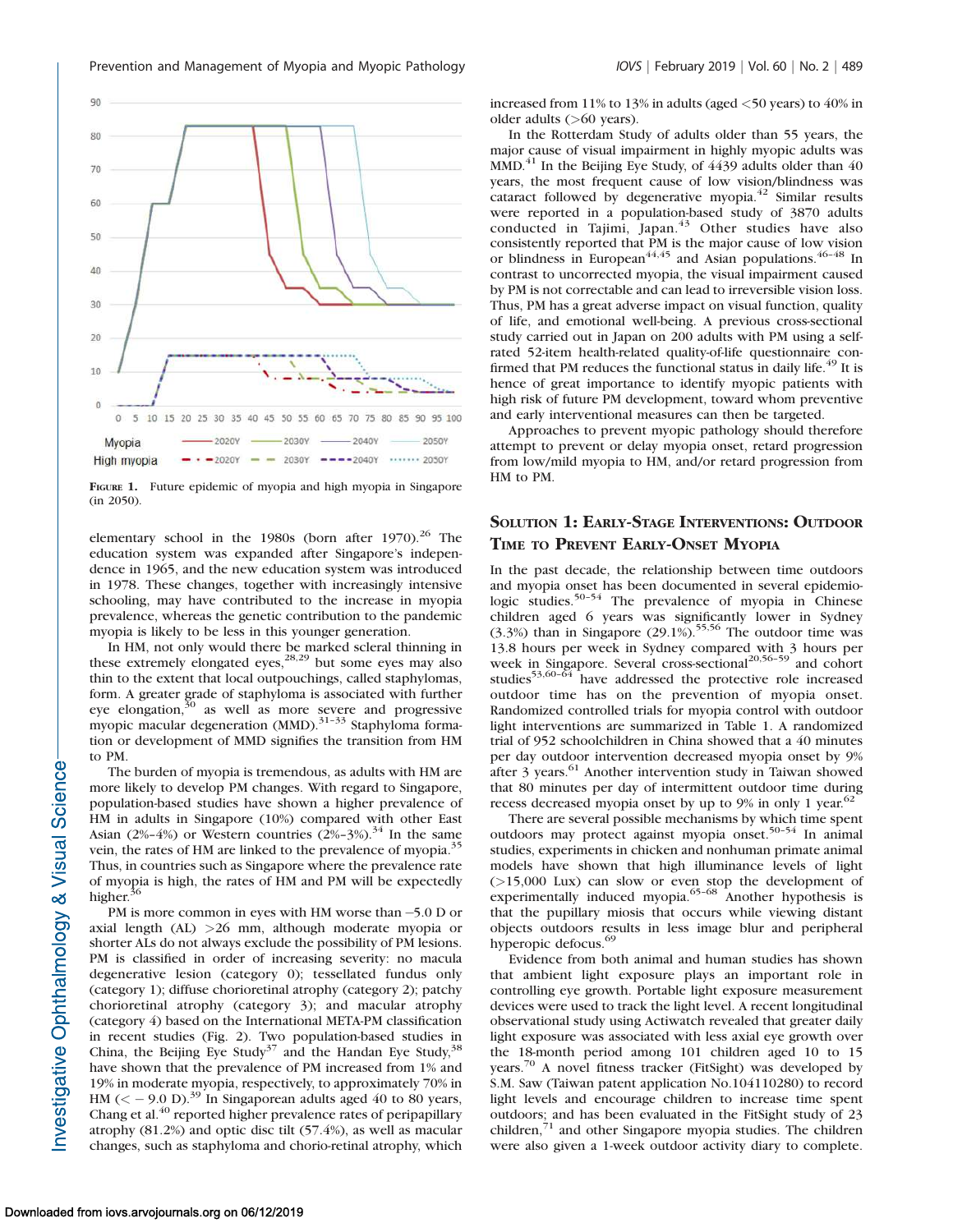FIGURE 1. Future epidemic of myopia and high myopia in Singapore (in 2050).

elementary school in the 1980s (born after 1970).[26] The education system was expanded after Singapore's independence in 1965, and the new education system was introduced in 1978. These changes, together with increasingly intensive schooling, may have contributed to the increase in myopia prevalence, whereas the genetic contribution to the pandemic myopia is likely to be less in this younger generation.

In HM, not only would there be marked scleral thinning in these extremely elongated eyes,[28,29] but some eyes may also thin to the extent that local outpouchings, called staphylomas, form. A greater grade of staphyloma is associated with further eye elongation,[30] as well as more severe and progressive myopic macular degeneration (MMD).[31–33] Staphyloma formation or development of MMD signifies the transition from HM to PM.

The burden of myopia is tremendous, as adults with HM are more likely to develop PM changes. With regard to Singapore, population-based studies have shown a higher prevalence of HM in adults in Singapore (10%) compared with other East Asian (2%–4%) or Western countries (2%–3%).[34] In the same vein, the rates of HM are linked to the prevalence of myopia.[35] Thus, in countries such as Singapore where the prevalence rate of myopia is high, the rates of HM and PM will be expectedly higher.[36]

PM is more common in eyes with HM worse than −5.0 D or axial length (AL) >26 mm, although moderate myopia or shorter ALs do not always exclude the possibility of PM lesions. PM is classified in order of increasing severity: no macula degenerative lesion (category 0); tessellated fundus only (category 1); diffuse chorioretinal atrophy (category 2); patchy chorioretinal atrophy (category 3); and macular atrophy (category 4) based on the International META-PM classification in recent studies (Fig. 2). Two population-based studies in China, the Beijing Eye Study[37] and the Handan Eye Study,[38] have shown that the prevalence of PM increased from 1% and 19% in moderate myopia, respectively, to approximately 70% in HM (< − 9.0 D).[39] In Singaporean adults aged 40 to 80 years, Chang et al.[40] reported higher prevalence rates of peripapillary atrophy (81.2%) and optic disc tilt (57.4%), as well as macular changes, such as staphyloma and chorio-retinal atrophy, which increased from 11% to 13% in adults (aged <50 years) to 40% in older adults (>60 years).

In the Rotterdam Study of adults older than 55 years, the major cause of visual impairment in highly myopic adults was MMD.[41] In the Beijing Eye Study, of 4439 adults older than 40 years, the most frequent cause of low vision/blindness was cataract followed by degenerative myopia.[42] Similar results were reported in a population-based study of 3870 adults conducted in Tajimi, Japan.[43] Other studies have also consistently reported that PM is the major cause of low vision or blindness in European[44,45] and Asian populations.[46–48] In contrast to uncorrected myopia, the visual impairment caused by PM is not correctable and can lead to irreversible vision loss. Thus, PM has a great adverse impact on visual function, quality of life, and emotional well-being. A previous cross-sectional study carried out in Japan on 200 adults with PM using a self-rated 52-item health-related quality-of-life questionnaire confirmed that PM reduces the functional status in daily life.[49] It is hence of great importance to identify myopic patients with high risk of future PM development, toward whom preventive and early interventional measures can then be targeted.

Approaches to prevent myopic pathology should therefore attempt to prevent or delay myopia onset, retard progression from low/mild myopia to HM, and/or retard progression from HM to PM.

## Solution 1: Early-Stage Interventions: Outdoor Time to Prevent Early-Onset Myopia

In the past decade, the relationship between time outdoors and myopia onset has been documented in several epidemiologic studies.[50–54] The prevalence of myopia in Chinese children aged 6 years was significantly lower in Sydney (3.3%) than in Singapore (29.1%).[55,56] The outdoor time was 13.8 hours per week in Sydney compared with 3 hours per week in Singapore. Several cross-sectional[20,56–59] and cohort studies[53,60–64] have addressed the protective role increased outdoor time has on the prevention of myopia onset. Randomized controlled trials for myopia control with outdoor light interventions are summarized in Table 1. A randomized trial of 952 schoolchildren in China showed that a 40 minutes per day outdoor intervention decreased myopia onset by 9% after 3 years.[61] Another intervention study in Taiwan showed that 80 minutes per day of intermittent outdoor time during recess decreased myopia onset by up to 9% in only 1 year.[62]

There are several possible mechanisms by which time spent outdoors may protect against myopia onset.[50–54] In animal studies, experiments in chicken and nonhuman primate animal models have shown that high illuminance levels of light (>15,000 Lux) can slow or even stop the development of experimentally induced myopia.[65–68] Another hypothesis is that the pupillary miosis that occurs while viewing distant objects outdoors results in less image blur and peripheral hyperopic defocus.[69]

Evidence from both animal and human studies has shown that ambient light exposure plays an important role in controlling eye growth. Portable light exposure measurement devices were used to track the light level. A recent longitudinal observational study using Actiwatch revealed that greater daily light exposure was associated with less axial eye growth over the 18-month period among 101 children aged 10 to 15 years.[70] A novel fitness tracker (FitSight) was developed by S.M. Saw (Taiwan patent application No.104110280) to record light levels and encourage children to increase time spent outdoors; and has been evaluated in the FitSight study of 23 children,[71] and other Singapore myopia studies. The children were also given a 1-week outdoor activity diary to complete.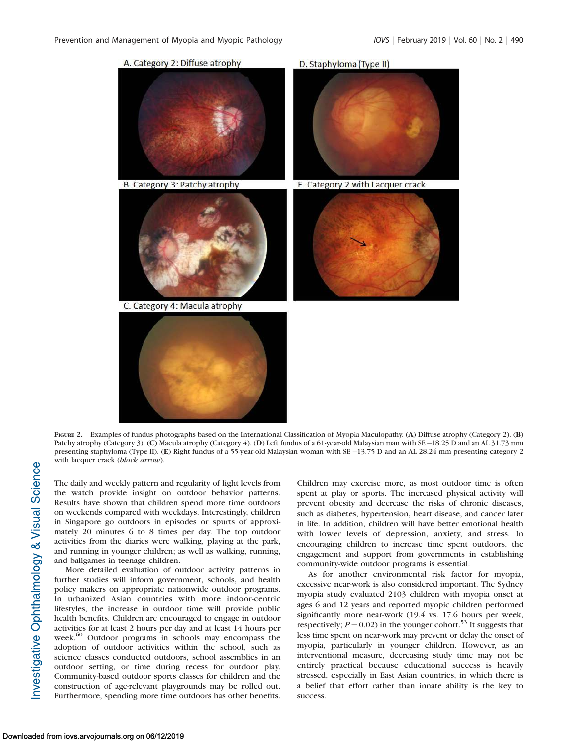A. Category 2: Diffuse atrophy

B. Category 3: Patchy atrophy

C. Category 4: Macula atrophy

D. Staphyloma (Type II)

E. Category 2 with Lacquer crack

FIGURE 2. Examples of fundus photographs based on the International Classification of Myopia Maculopathy. (A) Diffuse atrophy (Category 2). (B) Patchy atrophy (Category 3). (C) Macula atrophy (Category 4). (D) Left fundus of a 61-year-old Malaysian man with SE −18.25 D and an AL 31.73 mm presenting staphyloma (Type II). (E) Right fundus of a 55-year-old Malaysian woman with SE −13.75 D and an AL 28.24 mm presenting category 2 with lacquer crack (*black arrow*).

The daily and weekly pattern and regularity of light levels from the watch provide insight on outdoor behavior patterns. Results have shown that children spend more time outdoors on weekends compared with weekdays. Interestingly, children in Singapore go outdoors in episodes or spurts of approximately 20 minutes 6 to 8 times per day. The top outdoor activities from the diaries were walking, playing at the park, and running in younger children; as well as walking, running, and ballgames in teenage children.

More detailed evaluation of outdoor activity patterns in further studies will inform government, schools, and health policy makers on appropriate nationwide outdoor programs. In urbanized Asian countries with more indoor-centric lifestyles, the increase in outdoor time will provide public health benefits. Children are encouraged to engage in outdoor activities for at least 2 hours per day and at least 14 hours per week.[60] Outdoor programs in schools may encompass the adoption of outdoor activities within the school, such as science classes conducted outdoors, school assemblies in an outdoor setting, or time during recess for outdoor play. Community-based outdoor sports classes for children and the construction of age-relevant playgrounds may be rolled out. Furthermore, spending more time outdoors has other benefits. Children may exercise more, as most outdoor time is often spent at play or sports. The increased physical activity will prevent obesity and decrease the risks of chronic diseases, such as diabetes, hypertension, heart disease, and cancer later in life. In addition, children will have better emotional health with lower levels of depression, anxiety, and stress. In encouraging children to increase time spent outdoors, the engagement and support from governments in establishing community-wide outdoor programs is essential.

As for another environmental risk factor for myopia, excessive near-work is also considered important. The Sydney myopia study evaluated 2103 children with myopia onset at ages 6 and 12 years and reported myopic children performed significantly more near-work (19.4 vs. 17.6 hours per week, respectively; $P = 0.02$) in the younger cohort.[53] It suggests that less time spent on near-work may prevent or delay the onset of myopia, particularly in younger children. However, as an interventional measure, decreasing study time may not be entirely practical because educational success is heavily stressed, especially in East Asian countries, in which there is a belief that effort rather than innate ability is the key to success.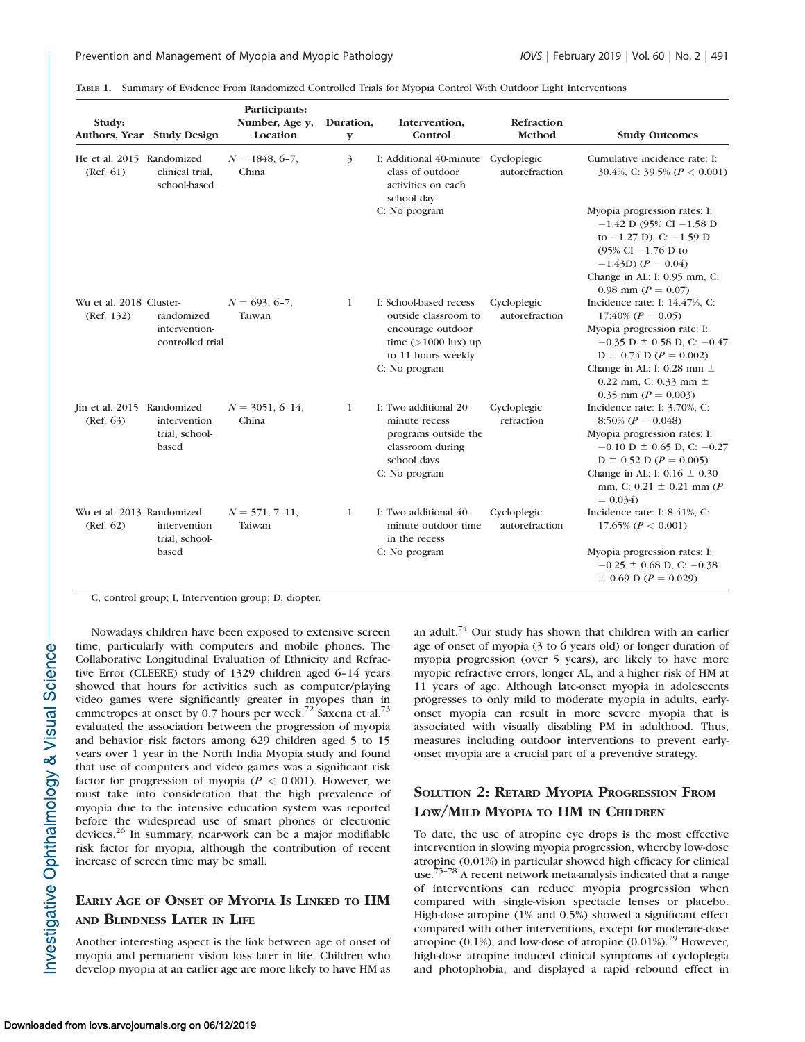**Table 1.** Summary of Evidence From Randomized Controlled Trials for Myopia Control With Outdoor Light Interventions

| Study: Authors, Year | Study Design | Participants: Number, Age y, Location | Duration, y | Intervention, Control | Refraction Method | Study Outcomes |
|---|---|---|---|---|---|---|
| He et al. 2015 (Ref. 61) | Randomized clinical trial, school-based | $N = 1848$, 6–7, China | 3 | I: Additional 40-minute class of outdoor activities on each school day<br>C: No program | Cycloplegic autorefraction | Cumulative incidence rate: I: 30.4%, C: 39.5% ($P < 0.001$)<br>Myopia progression rates: I: −1.42 D (95% CI −1.58 D to −1.27 D), C: −1.59 D (95% CI −1.76 D to −1.43D) ($P = 0.04$)<br>Change in AL: I: 0.95 mm, C: 0.98 mm ($P = 0.07$) |
| Wu et al. 2018 (Ref. 132) | Cluster-randomized intervention-controlled trial | $N = 693$, 6–7, Taiwan | 1 | I: School-based recess outside classroom to encourage outdoor time (>1000 lux) up to 11 hours weekly<br>C: No program | Cycloplegic autorefraction | Incidence rate: I: 14.47%, C: 17:40% ($P = 0.05$)<br>Myopia progression rate: I: −0.35 D ± 0.58 D, C: −0.47 D ± 0.74 D ($P = 0.002$)<br>Change in AL: I: 0.28 mm ± 0.22 mm, C: 0.33 mm ± 0.35 mm ($P = 0.003$) |
| Jin et al. 2015 (Ref. 63) | Randomized intervention trial, school-based | $N = 3051$, 6–14, China | 1 | I: Two additional 20-minute recess programs outside the classroom during school days<br>C: No program | Cycloplegic refraction | Incidence rate: I: 3.70%, C: 8:50% ($P = 0.048$)<br>Myopia progression rates: I: −0.10 D ± 0.65 D, C: −0.27 D ± 0.52 D ($P = 0.005$)<br>Change in AL: I: 0.16 ± 0.30 mm, C: 0.21 ± 0.21 mm ($P = 0.034$) |
| Wu et al. 2013 (Ref. 62) | Randomized intervention trial, school-based | $N = 571$, 7–11, Taiwan | 1 | I: Two additional 40-minute outdoor time in the recess<br>C: No program | Cycloplegic autorefraction | Incidence rate: I: 8.41%, C: 17.65% ($P < 0.001$)<br>Myopia progression rates: I: −0.25 ± 0.68 D, C: −0.38 ± 0.69 D ($P = 0.029$) |

C, control group; I, Intervention group; D, diopter.

Nowadays children have been exposed to extensive screen time, particularly with computers and mobile phones. The Collaborative Longitudinal Evaluation of Ethnicity and Refractive Error (CLEERE) study of 1329 children aged 6–14 years showed that hours for activities such as computer/playing video games were significantly greater in myopes than in emmetropes at onset by 0.7 hours per week.[72] Saxena et al.[73] evaluated the association between the progression of myopia and behavior risk factors among 629 children aged 5 to 15 years over 1 year in the North India Myopia study and found that use of computers and video games was a significant risk factor for progression of myopia ($P < 0.001$). However, we must take into consideration that the high prevalence of myopia due to the intensive education system was reported before the widespread use of smart phones or electronic devices.[26] In summary, near-work can be a major modifiable risk factor for myopia, although the contribution of recent increase of screen time may be small.

## Early Age of Onset of Myopia Is Linked to HM and Blindness Later in Life

Another interesting aspect is the link between age of onset of myopia and permanent vision loss later in life. Children who develop myopia at an earlier age are more likely to have HM as an adult.[74] Our study has shown that children with an earlier age of onset of myopia (3 to 6 years old) or longer duration of myopia progression (over 5 years), are likely to have more myopic refractive errors, longer AL, and a higher risk of HM at 11 years of age. Although late-onset myopia in adolescents progresses to only mild to moderate myopia in adults, early-onset myopia can result in more severe myopia that is associated with visually disabling PM in adulthood. Thus, measures including outdoor interventions to prevent early-onset myopia are a crucial part of a preventive strategy.

## Solution 2: Retard Myopia Progression From Low/Mild Myopia to HM in Children

To date, the use of atropine eye drops is the most effective intervention in slowing myopia progression, whereby low-dose atropine (0.01%) in particular showed high efficacy for clinical use.[75–78] A recent network meta-analysis indicated that a range of interventions can reduce myopia progression when compared with single-vision spectacle lenses or placebo. High-dose atropine (1% and 0.5%) showed a significant effect compared with other interventions, except for moderate-dose atropine (0.1%), and low-dose of atropine (0.01%).[79] However, high-dose atropine induced clinical symptoms of cycloplegia and photophobia, and displayed a rapid rebound effect in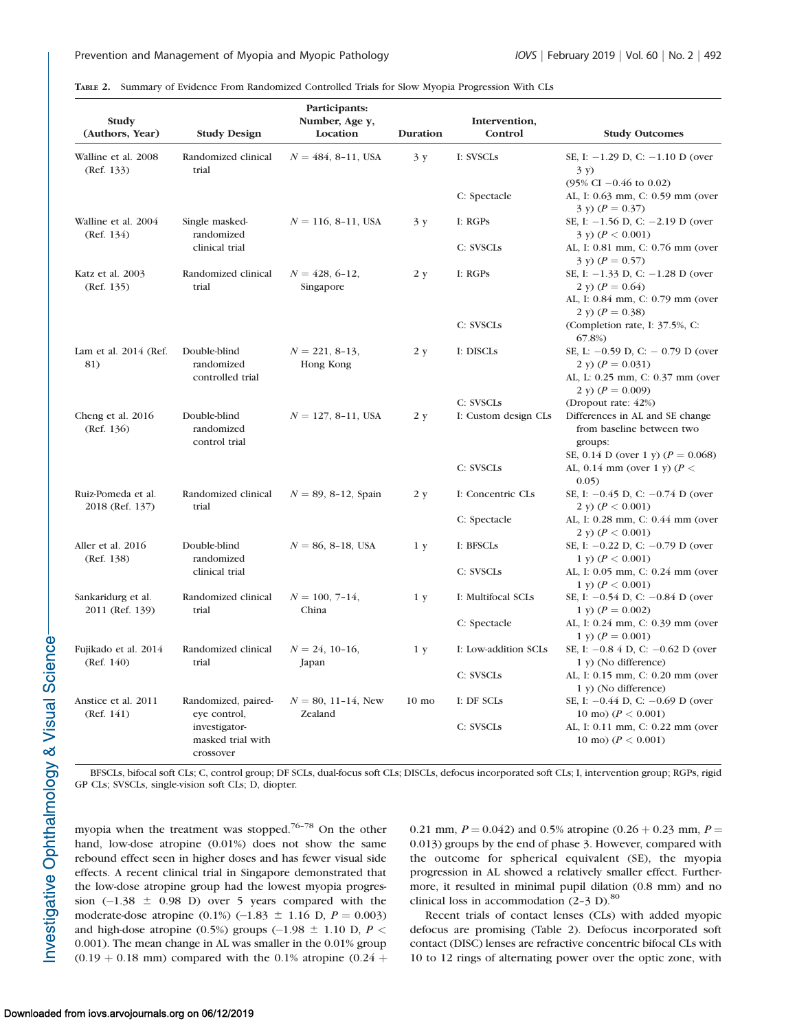**TABLE 2.** Summary of Evidence From Randomized Controlled Trials for Slow Myopia Progression With CLs

| Study (Authors, Year) | Study Design | Participants: Number, Age y, Location | Duration | Intervention, Control | Study Outcomes |
|---|---|---|---|---|---|
| Walline et al. 2008 (Ref. 133) | Randomized clinical trial | N = 484, 8–11, USA | 3 y | I: SVSCLs | SE, I: −1.29 D, C: −1.10 D (over 3 y) (95% CI −0.46 to 0.02) |
| | | | | C: Spectacle | AL, I: 0.63 mm, C: 0.59 mm (over 3 y) ($P = 0.37$) |
| Walline et al. 2004 (Ref. 134) | Single masked-randomized clinical trial | N = 116, 8–11, USA | 3 y | I: RGPs | SE, I: −1.56 D, C: −2.19 D (over 3 y) ($P < 0.001$) |
| | | | | C: SVSCLs | AL, I: 0.81 mm, C: 0.76 mm (over 3 y) ($P = 0.57$) |
| Katz et al. 2003 (Ref. 135) | Randomized clinical trial | N = 428, 6–12, Singapore | 2 y | I: RGPs | SE, I: −1.33 D, C: −1.28 D (over 2 y) ($P = 0.64$) AL, I: 0.84 mm, C: 0.79 mm (over 2 y) ($P = 0.38$) |
| | | | | C: SVSCLs | (Completion rate, I: 37.5%, C: 67.8%) |
| Lam et al. 2014 (Ref. 81) | Double-blind randomized controlled trial | N = 221, 8–13, Hong Kong | 2 y | I: DISCLs | SE, L: −0.59 D, C: − 0.79 D (over 2 y) ($P = 0.031$) AL, L: 0.25 mm, C: 0.37 mm (over 2 y) ($P = 0.009$) |
| | | | | C: SVSCLs | (Dropout rate: 42%) |
| Cheng et al. 2016 (Ref. 136) | Double-blind randomized control trial | N = 127, 8–11, USA | 2 y | I: Custom design CLs | Differences in AL and SE change from baseline between two groups: SE, 0.14 D (over 1 y) ($P = 0.068$) |
| | | | | C: SVSCLs | AL, 0.14 mm (over 1 y) ($P < 0.05$) |
| Ruiz-Pomeda et al. 2018 (Ref. 137) | Randomized clinical trial | N = 89, 8–12, Spain | 2 y | I: Concentric CLs | SE, I: −0.45 D, C: −0.74 D (over 2 y) ($P < 0.001$) |
| | | | | C: Spectacle | AL, I: 0.28 mm, C: 0.44 mm (over 2 y) ($P < 0.001$) |
| Aller et al. 2016 (Ref. 138) | Double-blind randomized clinical trial | N = 86, 8–18, USA | 1 y | I: BFSCLs | SE, I: −0.22 D, C: −0.79 D (over 1 y) ($P < 0.001$) |
| | | | | C: SVSCLs | AL, I: 0.05 mm, C: 0.24 mm (over 1 y) ($P < 0.001$) |
| Sankaridurg et al. 2011 (Ref. 139) | Randomized clinical trial | N = 100, 7–14, China | 1 y | I: Multifocal SCLs | SE, I: −0.54 D, C: −0.84 D (over 1 y) ($P = 0.002$) |
| | | | | C: Spectacle | AL, I: 0.24 mm, C: 0.39 mm (over 1 y) ($P = 0.001$) |
| Fujikado et al. 2014 (Ref. 140) | Randomized clinical trial | N = 24, 10–16, Japan | 1 y | I: Low-addition SCLs | SE, I: −0.8 4 D, C: −0.62 D (over 1 y) (No difference) |
| | | | | C: SVSCLs | AL, I: 0.15 mm, C: 0.20 mm (over 1 y) (No difference) |
| Anstice et al. 2011 (Ref. 141) | Randomized, paired-eye control, investigator-masked trial with crossover | N = 80, 11–14, New Zealand | 10 mo | I: DF SCLs | SE, I: −0.44 D, C: −0.69 D (over 10 mo) ($P < 0.001$) |
| | | | | C: SVSCLs | AL, I: 0.11 mm, C: 0.22 mm (over 10 mo) ($P < 0.001$) |

BFSCLs, bifocal soft CLs; C, control group; DF SCLs, dual-focus soft CLs; DISCLs, defocus incorporated soft CLs; I, intervention group; RGPs, rigid GP CLs; SVSCLs, single-vision soft CLs; D, diopter.

myopia when the treatment was stopped.[76–78] On the other hand, low-dose atropine (0.01%) does not show the same rebound effect seen in higher doses and has fewer visual side effects. A recent clinical trial in Singapore demonstrated that the low-dose atropine group had the lowest myopia progression (−1.38 ± 0.98 D) over 5 years compared with the moderate-dose atropine (0.1%) (−1.83 ± 1.16 D, $P = 0.003$) and high-dose atropine (0.5%) groups (−1.98 ± 1.10 D, $P < 0.001$). The mean change in AL was smaller in the 0.01% group (0.19 + 0.18 mm) compared with the 0.1% atropine (0.24 + 0.21 mm, $P = 0.042$) and 0.5% atropine (0.26 + 0.23 mm, $P = 0.013$) groups by the end of phase 3. However, compared with the outcome for spherical equivalent (SE), the myopia progression in AL showed a relatively smaller effect. Furthermore, it resulted in minimal pupil dilation (0.8 mm) and no clinical loss in accommodation (2–3 D).[80]

Recent trials of contact lenses (CLs) with added myopic defocus are promising (Table 2). Defocus incorporated soft contact (DISC) lenses are refractive concentric bifocal CLs with 10 to 12 rings of alternating power over the optic zone, with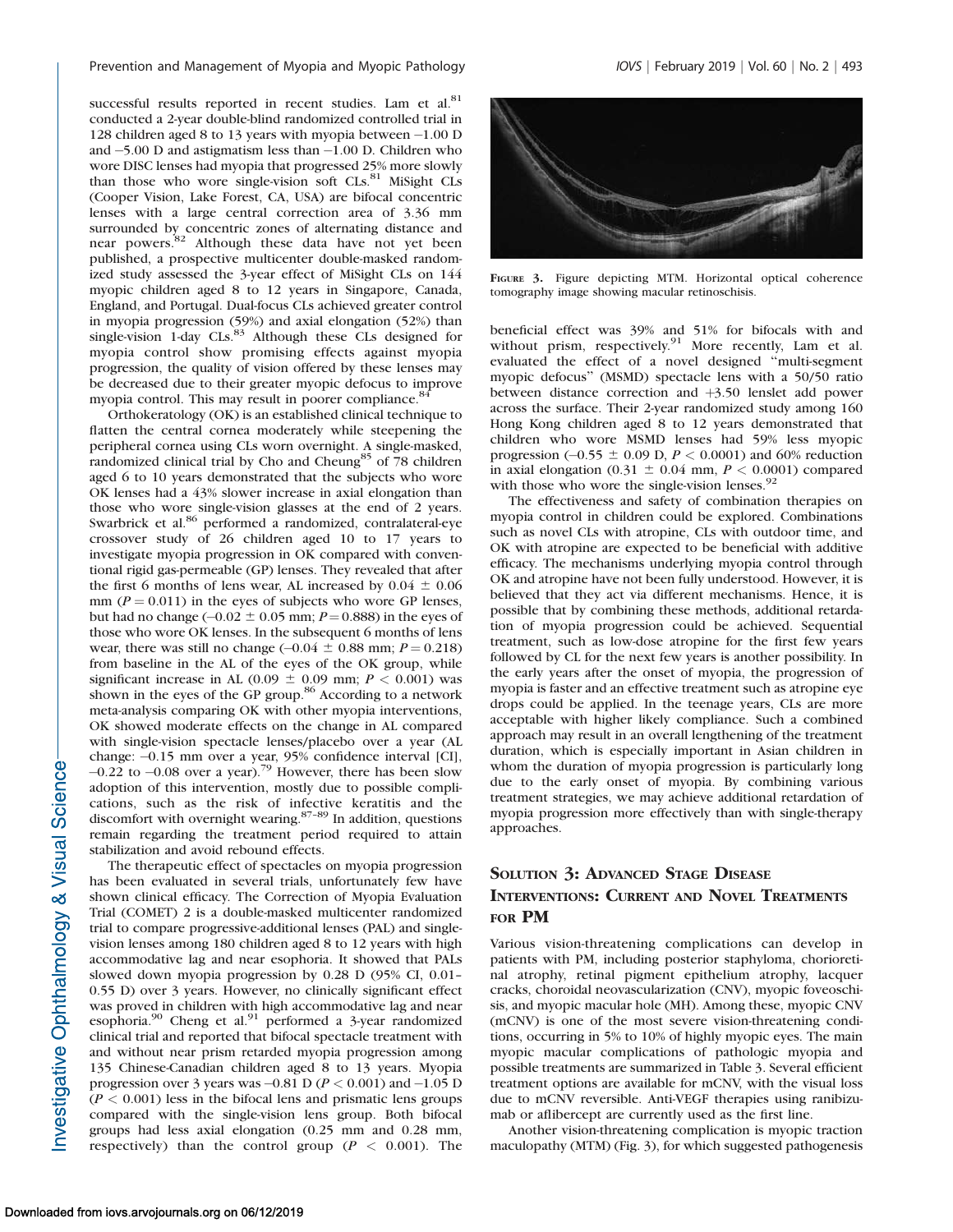successful results reported in recent studies. Lam et al.[81] conducted a 2-year double-blind randomized controlled trial in 128 children aged 8 to 13 years with myopia between −1.00 D and −5.00 D and astigmatism less than −1.00 D. Children who wore DISC lenses had myopia that progressed 25% more slowly than those who wore single-vision soft CLs.[81] MiSight CLs (Cooper Vision, Lake Forest, CA, USA) are bifocal concentric lenses with a large central correction area of 3.36 mm surrounded by concentric zones of alternating distance and near powers.[82] Although these data have not yet been published, a prospective multicenter double-masked randomized study assessed the 3-year effect of MiSight CLs on 144 myopic children aged 8 to 12 years in Singapore, Canada, England, and Portugal. Dual-focus CLs achieved greater control in myopia progression (59%) and axial elongation (52%) than single-vision 1-day CLs.[83] Although these CLs designed for myopia control show promising effects against myopia progression, the quality of vision offered by these lenses may be decreased due to their greater myopic defocus to improve myopia control. This may result in poorer compliance.[84]

Orthokeratology (OK) is an established clinical technique to flatten the central cornea moderately while steepening the peripheral cornea using CLs worn overnight. A single-masked, randomized clinical trial by Cho and Cheung[85] of 78 children aged 6 to 10 years demonstrated that the subjects who wore OK lenses had a 43% slower increase in axial elongation than those who wore single-vision glasses at the end of 2 years. Swarbrick et al.[86] performed a randomized, contralateral-eye crossover study of 26 children aged 10 to 17 years to investigate myopia progression in OK compared with conventional rigid gas-permeable (GP) lenses. They revealed that after the first 6 months of lens wear, AL increased by $0.04 \pm 0.06$ mm ($P = 0.011$) in the eyes of subjects who wore GP lenses, but had no change ($-0.02 \pm 0.05$ mm; $P = 0.888$) in the eyes of those who wore OK lenses. In the subsequent 6 months of lens wear, there was still no change ($-0.04 \pm 0.88$ mm; $P = 0.218$) from baseline in the AL of the eyes of the OK group, while significant increase in AL ($0.09 \pm 0.09$ mm; $P < 0.001$) was shown in the eyes of the GP group.[86] According to a network meta-analysis comparing OK with other myopia interventions, OK showed moderate effects on the change in AL compared with single-vision spectacle lenses/placebo over a year (AL change: −0.15 mm over a year, 95% confidence interval [CI], −0.22 to −0.08 over a year).[79] However, there has been slow adoption of this intervention, mostly due to possible complications, such as the risk of infective keratitis and the discomfort with overnight wearing.[87–89] In addition, questions remain regarding the treatment period required to attain stabilization and avoid rebound effects.

The therapeutic effect of spectacles on myopia progression has been evaluated in several trials, unfortunately few have shown clinical efficacy. The Correction of Myopia Evaluation Trial (COMET) 2 is a double-masked multicenter randomized trial to compare progressive-additional lenses (PAL) and single-vision lenses among 180 children aged 8 to 12 years with high accommodative lag and near esophoria. It showed that PALs slowed down myopia progression by 0.28 D (95% CI, 0.01–0.55 D) over 3 years. However, no clinically significant effect was proved in children with high accommodative lag and near esophoria.[90] Cheng et al.[91] performed a 3-year randomized clinical trial and reported that bifocal spectacle treatment with and without near prism retarded myopia progression among 135 Chinese-Canadian children aged 8 to 13 years. Myopia progression over 3 years was −0.81 D ($P < 0.001$) and −1.05 D ($P < 0.001$) in the bifocal lens and prismatic lens groups compared with the single-vision lens group. Both bifocal groups had less axial elongation (0.25 mm and 0.28 mm, respectively) than the control group ($P < 0.001$). The beneficial effect was 39% and 51% for bifocals with and without prism, respectively.[91] More recently, Lam et al. evaluated the effect of a novel designed "multi-segment myopic defocus" (MSMD) spectacle lens with a 50/50 ratio between distance correction and +3.50 lenslet add power across the surface. Their 2-year randomized study among 160 Hong Kong children aged 8 to 12 years demonstrated that children who wore MSMD lenses had 59% less myopic progression ($-0.55 \pm 0.09$ D, $P < 0.0001$) and 60% reduction in axial elongation ($0.31 \pm 0.04$ mm, $P < 0.0001$) compared with those who wore the single-vision lenses.[92]

The effectiveness and safety of combination therapies on myopia control in children could be explored. Combinations such as novel CLs with atropine, CLs with outdoor time, and OK with atropine are expected to be beneficial with additive efficacy. The mechanisms underlying myopia control through OK and atropine have not been fully understood. However, it is believed that they act via different mechanisms. Hence, it is possible that by combining these methods, additional retardation of myopia progression could be achieved. Sequential treatment, such as low-dose atropine for the first few years followed by CL for the next few years is another possibility. In the early years after the onset of myopia, the progression of myopia is faster and an effective treatment such as atropine eye drops could be applied. In the teenage years, CLs are more acceptable with higher likely compliance. Such a combined approach may result in an overall lengthening of the treatment duration, which is especially important in Asian children in whom the duration of myopia progression is particularly long due to the early onset of myopia. By combining various treatment strategies, we may achieve additional retardation of myopia progression more effectively than with single-therapy approaches.

FIGURE 3. Figure depicting MTM. Horizontal optical coherence tomography image showing macular retinoschisis.

## Solution 3: Advanced Stage Disease Interventions: Current and Novel Treatments for PM

Various vision-threatening complications can develop in patients with PM, including posterior staphyloma, chorioretinal atrophy, retinal pigment epithelium atrophy, lacquer cracks, choroidal neovascularization (CNV), myopic foveoschisis, and myopic macular hole (MH). Among these, myopic CNV (mCNV) is one of the most severe vision-threatening conditions, occurring in 5% to 10% of highly myopic eyes. The main myopic macular complications of pathologic myopia and possible treatments are summarized in Table 3. Several efficient treatment options are available for mCNV, with the visual loss due to mCNV reversible. Anti-VEGF therapies using ranibizumab or aflibercept are currently used as the first line.

Another vision-threatening complication is myopic traction maculopathy (MTM) (Fig. 3), for which suggested pathogenesis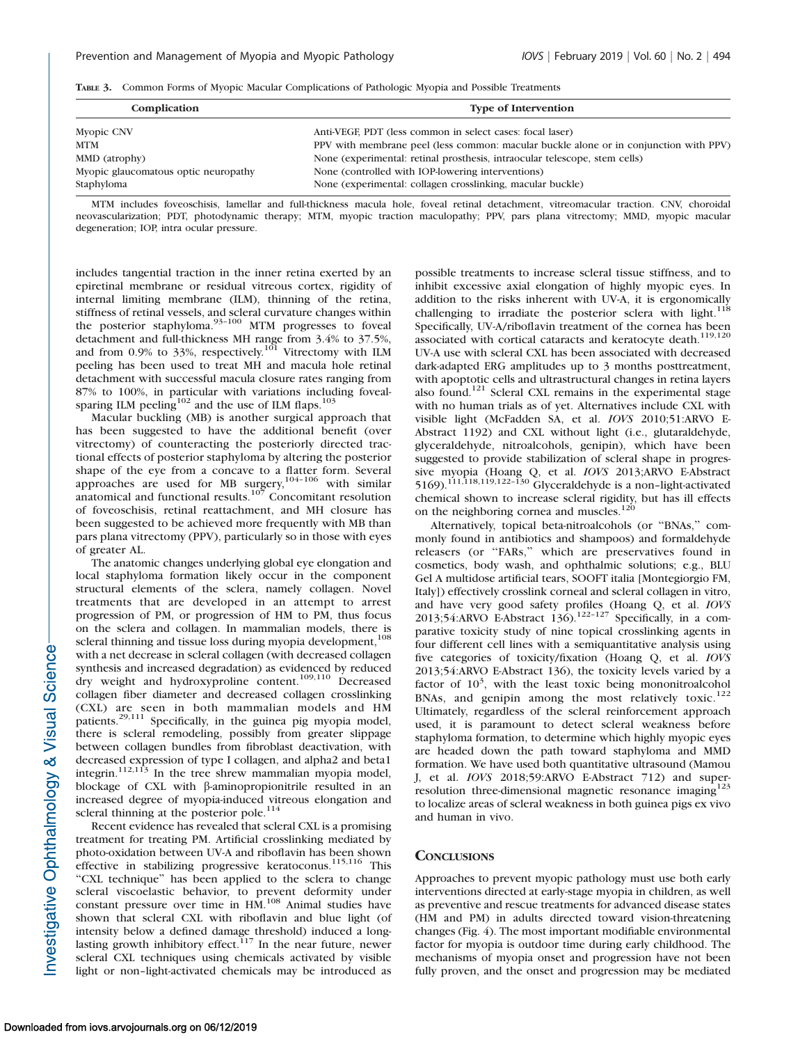**Table 3.** Common Forms of Myopic Macular Complications of Pathologic Myopia and Possible Treatments

| Complication | Type of Intervention |
|---|---|
| Myopic CNV | Anti-VEGF, PDT (less common in select cases: focal laser) |
| MTM | PPV with membrane peel (less common: macular buckle alone or in conjunction with PPV) |
| MMD (atrophy) | None (experimental: retinal prosthesis, intraocular telescope, stem cells) |
| Myopic glaucomatous optic neuropathy | None (controlled with IOP-lowering interventions) |
| Staphyloma | None (experimental: collagen crosslinking, macular buckle) |

MTM includes foveoschisis, lamellar and full-thickness macula hole, foveal retinal detachment, vitreomacular traction. CNV, choroidal neovascularization; PDT, photodynamic therapy; MTM, myopic traction maculopathy; PPV, pars plana vitrectomy; MMD, myopic macular degeneration; IOP, intra ocular pressure.

includes tangential traction in the inner retina exerted by an epiretinal membrane or residual vitreous cortex, rigidity of internal limiting membrane (ILM), thinning of the retina, stiffness of retinal vessels, and scleral curvature changes within the posterior staphyloma.[93–100] MTM progresses to foveal detachment and full-thickness MH range from 3.4% to 37.5%, and from 0.9% to 33%, respectively.[101] Vitrectomy with ILM peeling has been used to treat MH and macula hole retinal detachment with successful macula closure rates ranging from 87% to 100%, in particular with variations including foveal-sparing ILM peeling[102] and the use of ILM flaps.[103]

Macular buckling (MB) is another surgical approach that has been suggested to have the additional benefit (over vitrectomy) of counteracting the posteriorly directed tractional effects of posterior staphyloma by altering the posterior shape of the eye from a concave to a flatter form. Several approaches are used for MB surgery,[104–106] with similar anatomical and functional results.[107] Concomitant resolution of foveoschisis, retinal reattachment, and MH closure has been suggested to be achieved more frequently with MB than pars plana vitrectomy (PPV), particularly so in those with eyes of greater AL.

The anatomic changes underlying global eye elongation and local staphyloma formation likely occur in the component structural elements of the sclera, namely collagen. Novel treatments that are developed in an attempt to arrest progression of PM, or progression of HM to PM, thus focus on the sclera and collagen. In mammalian models, there is scleral thinning and tissue loss during myopia development,[108] with a net decrease in scleral collagen (with decreased collagen synthesis and increased degradation) as evidenced by reduced dry weight and hydroxyproline content.[109,110] Decreased collagen fiber diameter and decreased collagen crosslinking (CXL) are seen in both mammalian models and HM patients.[29,111] Specifically, in the guinea pig myopia model, there is scleral remodeling, possibly from greater slippage between collagen bundles from fibroblast deactivation, with decreased expression of type I collagen, and alpha2 and beta1 integrin.[112,113] In the tree shrew mammalian myopia model, blockage of CXL with β-aminopropionitrile resulted in an increased degree of myopia-induced vitreous elongation and scleral thinning at the posterior pole.[114]

Recent evidence has revealed that scleral CXL is a promising treatment for treating PM. Artificial crosslinking mediated by photo-oxidation between UV-A and riboflavin has been shown effective in stabilizing progressive keratoconus.[115,116] This "CXL technique" has been applied to the sclera to change scleral viscoelastic behavior, to prevent deformity under constant pressure over time in HM.[108] Animal studies have shown that scleral CXL with riboflavin and blue light (of intensity below a defined damage threshold) induced a long-lasting growth inhibitory effect.[117] In the near future, newer scleral CXL techniques using chemicals activated by visible light or non–light-activated chemicals may be introduced as possible treatments to increase scleral tissue stiffness, and to inhibit excessive axial elongation of highly myopic eyes. In addition to the risks inherent with UV-A, it is ergonomically challenging to irradiate the posterior sclera with light.[118] Specifically, UV-A/riboflavin treatment of the cornea has been associated with cortical cataracts and keratocyte death.[119,120] UV-A use with scleral CXL has been associated with decreased dark-adapted ERG amplitudes up to 3 months posttreatment, with apoptotic cells and ultrastructural changes in retina layers also found.[121] Scleral CXL remains in the experimental stage with no human trials as of yet. Alternatives include CXL with visible light (McFadden SA, et al. *IOVS* 2010;51:ARVO E-Abstract 1192) and CXL without light (i.e., glutaraldehyde, glyceraldehyde, nitroalcohols, genipin), which have been suggested to provide stabilization of scleral shape in progressive myopia (Hoang Q, et al. *IOVS* 2013;ARVO E-Abstract 5169).[111,118,119,122–130] Glyceraldehyde is a non–light-activated chemical shown to increase scleral rigidity, but has ill effects on the neighboring cornea and muscles.[120]

Alternatively, topical beta-nitroalcohols (or "BNAs," commonly found in antibiotics and shampoos) and formaldehyde releasers (or "FARs," which are preservatives found in cosmetics, body wash, and ophthalmic solutions; e.g., BLU Gel A multidose artificial tears, SOOFT italia [Montegiorgio FM, Italy]) effectively crosslink corneal and scleral collagen in vitro, and have very good safety profiles (Hoang Q, et al. *IOVS* 2013;54:ARVO E-Abstract 136).[122–127] Specifically, in a comparative toxicity study of nine topical crosslinking agents in four different cell lines with a semiquantitative analysis using five categories of toxicity/fixation (Hoang Q, et al. *IOVS* 2013;54:ARVO E-Abstract 136), the toxicity levels varied by a factor of $10^3$, with the least toxic being mononitroalcohol BNAs, and genipin among the most relatively toxic.[122] Ultimately, regardless of the scleral reinforcement approach used, it is paramount to detect scleral weakness before staphyloma formation, to determine which highly myopic eyes are headed down the path toward staphyloma and MMD formation. We have used both quantitative ultrasound (Mamou J, et al. *IOVS* 2018;59:ARVO E-Abstract 712) and super-resolution three-dimensional magnetic resonance imaging[123] to localize areas of scleral weakness in both guinea pigs ex vivo and human in vivo.

## Conclusions

Approaches to prevent myopic pathology must use both early interventions directed at early-stage myopia in children, as well as preventive and rescue treatments for advanced disease states (HM and PM) in adults directed toward vision-threatening changes (Fig. 4). The most important modifiable environmental factor for myopia is outdoor time during early childhood. The mechanisms of myopia onset and progression have not been fully proven, and the onset and progression may be mediated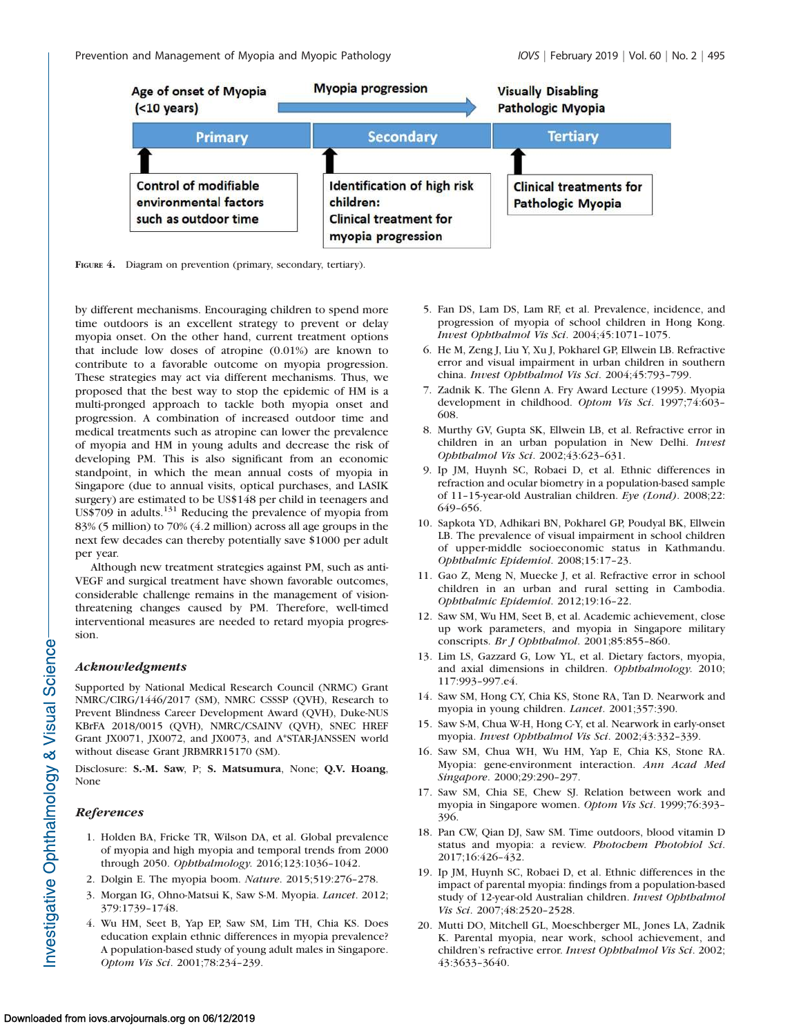Age of onset of Myopia (<10 years) → Myopia progression → Visually Disabling Pathologic Myopia

| Primary | Secondary | Tertiary |
| --- | --- | --- |
| Control of modifiable environmental factors such as outdoor time | Identification of high risk children: Clinical treatment for myopia progression | Clinical treatments for Pathologic Myopia |

Figure 4. Diagram on prevention (primary, secondary, tertiary).

by different mechanisms. Encouraging children to spend more time outdoors is an excellent strategy to prevent or delay myopia onset. On the other hand, current treatment options that include low doses of atropine (0.01%) are known to contribute to a favorable outcome on myopia progression. These strategies may act via different mechanisms. Thus, we proposed that the best way to stop the epidemic of HM is a multi-pronged approach to tackle both myopia onset and progression. A combination of increased outdoor time and medical treatments such as atropine can lower the prevalence of myopia and HM in young adults and decrease the risk of developing PM. This is also significant from an economic standpoint, in which the mean annual costs of myopia in Singapore (due to annual visits, optical purchases, and LASIK surgery) are estimated to be US$148 per child in teenagers and US$709 in adults.[131] Reducing the prevalence of myopia from 83% (5 million) to 70% (4.2 million) across all age groups in the next few decades can thereby potentially save $1000 per adult per year.

Although new treatment strategies against PM, such as anti-VEGF and surgical treatment have shown favorable outcomes, considerable challenge remains in the management of vision-threatening changes caused by PM. Therefore, well-timed interventional measures are needed to retard myopia progression.

## Acknowledgments

Supported by National Medical Research Council (NRMC) Grant NMRC/CIRG/1446/2017 (SM), NMRC CSSSP (QVH), Research to Prevent Blindness Career Development Award (QVH), Duke-NUS KBrFA 2018/0015 (QVH), NMRC/CSAINV (QVH), SNEC HREF Grant JX0071, JX0072, and JX0073, and A*STAR-JANSSEN world without disease Grant JRBMRR151170 (SM).

Disclosure: **S.-M. Saw**, P; **S. Matsumura**, None; **Q.V. Hoang**, None

## References

1. Holden BA, Fricke TR, Wilson DA, et al. Global prevalence of myopia and high myopia and temporal trends from 2000 through 2050. *Ophthalmology*. 2016;123:1036–1042.
2. Dolgin E. The myopia boom. *Nature*. 2015;519:276–278.
3. Morgan IG, Ohno-Matsui K, Saw S-M. Myopia. *Lancet*. 2012;379:1739–1748.
4. Wu HM, Seet B, Yap EP, Saw SM, Lim TH, Chia KS. Does education explain ethnic differences in myopia prevalence? A population-based study of young adult males in Singapore. *Optom Vis Sci*. 2001;78:234–239.
5. Fan DS, Lam DS, Lam RF, et al. Prevalence, incidence, and progression of myopia of school children in Hong Kong. *Invest Ophthalmol Vis Sci*. 2004;45:1071–1075.
6. He M, Zeng J, Liu Y, Xu J, Pokharel GP, Ellwein LB. Refractive error and visual impairment in urban children in southern china. *Invest Ophthalmol Vis Sci*. 2004;45:793–799.
7. Zadnik K. The Glenn A. Fry Award Lecture (1995). Myopia development in childhood. *Optom Vis Sci*. 1997;74:603–608.
8. Murthy GV, Gupta SK, Ellwein LB, et al. Refractive error in children in an urban population in New Delhi. *Invest Ophthalmol Vis Sci*. 2002;43:623–631.
9. Ip JM, Huynh SC, Robaei D, et al. Ethnic differences in refraction and ocular biometry in a population-based sample of 11–15-year-old Australian children. *Eye (Lond)*. 2008;22:649–656.
10. Sapkota YD, Adhikari BN, Pokharel GP, Poudyal BK, Ellwein LB. The prevalence of visual impairment in school children of upper-middle socioeconomic status in Kathmandu. *Ophthalmic Epidemiol*. 2008;15:17–23.
11. Gao Z, Meng N, Muecke J, et al. Refractive error in school children in an urban and rural setting in Cambodia. *Ophthalmic Epidemiol*. 2012;19:16–22.
12. Saw SM, Wu HM, Seet B, et al. Academic achievement, close up work parameters, and myopia in Singapore military conscripts. *Br J Ophthalmol*. 2001;85:855–860.
13. Lim LS, Gazzard G, Low YL, et al. Dietary factors, myopia, and axial dimensions in children. *Ophthalmology*. 2010;117:993–997.e4.
14. Saw SM, Hong CY, Chia KS, Stone RA, Tan D. Nearwork and myopia in young children. *Lancet*. 2001;357:390.
15. Saw S-M, Chua W-H, Hong C-Y, et al. Nearwork in early-onset myopia. *Invest Ophthalmol Vis Sci*. 2002;43:332–339.
16. Saw SM, Chua WH, Wu HM, Yap E, Chia KS, Stone RA. Myopia: gene-environment interaction. *Ann Acad Med Singapore*. 2000;29:290–297.
17. Saw SM, Chia SE, Chew SJ. Relation between work and myopia in Singapore women. *Optom Vis Sci*. 1999;76:393–396.
18. Pan CW, Qian DJ, Saw SM. Time outdoors, blood vitamin D status and myopia: a review. *Photochem Photobiol Sci*. 2017;16:426–432.
19. Ip JM, Huynh SC, Robaei D, et al. Ethnic differences in the impact of parental myopia: findings from a population-based study of 12-year-old Australian children. *Invest Ophthalmol Vis Sci*. 2007;48:2520–2528.
20. Mutti DO, Mitchell GL, Moeschberger ML, Jones LA, Zadnik K. Parental myopia, near work, school achievement, and children's refractive error. *Invest Ophthalmol Vis Sci*. 2002;43:3633–3640.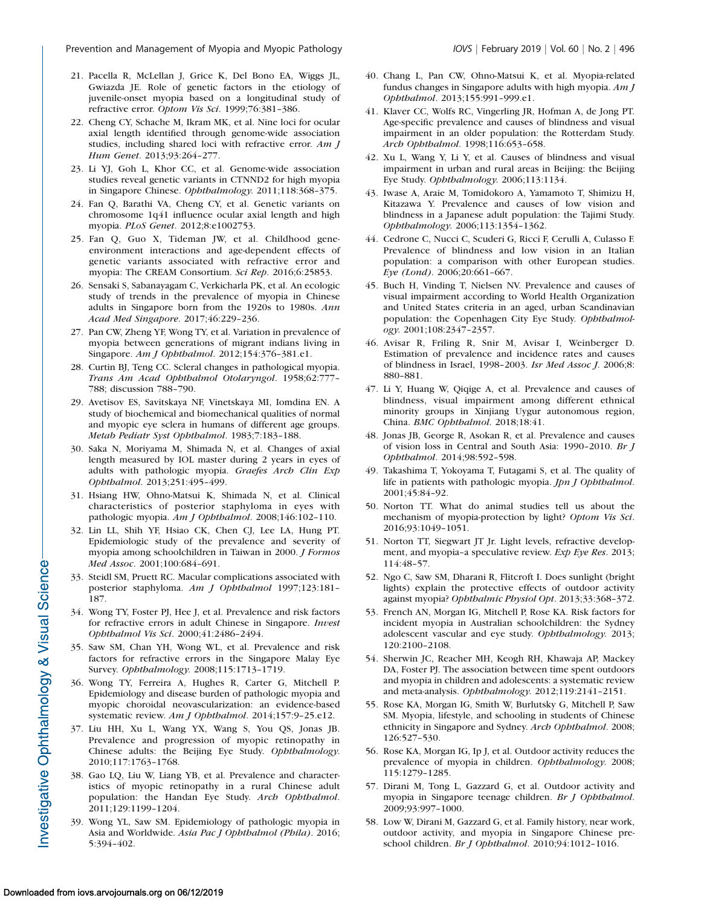21. Pacella R, McLellan J, Grice K, Del Bono EA, Wiggs JL, Gwiazda JE. Role of genetic factors in the etiology of juvenile-onset myopia based on a longitudinal study of refractive error. *Optom Vis Sci*. 1999;76:381–386.
22. Cheng CY, Schache M, Ikram MK, et al. Nine loci for ocular axial length identified through genome-wide association studies, including shared loci with refractive error. *Am J Hum Genet*. 2013;93:264–277.
23. Li YJ, Goh L, Khor CC, et al. Genome-wide association studies reveal genetic variants in CTNND2 for high myopia in Singapore Chinese. *Ophthalmology.* 2011;118:368–375.
24. Fan Q, Barathi VA, Cheng CY, et al. Genetic variants on chromosome 1q41 influence ocular axial length and high myopia. *PLoS Genet*. 2012;8:e1002753.
25. Fan Q, Guo X, Tideman JW, et al. Childhood gene-environment interactions and age-dependent effects of genetic variants associated with refractive error and myopia: The CREAM Consortium. *Sci Rep*. 2016;6:25853.
26. Sensaki S, Sabanayagam C, Verkicharla PK, et al. An ecologic study of trends in the prevalence of myopia in Chinese adults in Singapore born from the 1920s to 1980s. *Ann Acad Med Singapore*. 2017;46:229–236.
27. Pan CW, Zheng YF, Wong TY, et al. Variation in prevalence of myopia between generations of migrant indians living in Singapore. *Am J Ophthalmol*. 2012;154:376–381.e1.
28. Curtin BJ, Teng CC. Scleral changes in pathological myopia. *Trans Am Acad Ophthalmol Otolaryngol*. 1958;62:777–788; discussion 788–790.
29. Avetisov ES, Savitskaya NF, Vinetskaya MI, Iomdina EN. A study of biochemical and biomechanical qualities of normal and myopic eye sclera in humans of different age groups. *Metab Pediatr Syst Ophthalmol*. 1983;7:183–188.
30. Saka N, Moriyama M, Shimada N, et al. Changes of axial length measured by IOL master during 2 years in eyes of adults with pathologic myopia. *Graefes Arch Clin Exp Ophthalmol*. 2013;251:495–499.
31. Hsiang HW, Ohno-Matsui K, Shimada N, et al. Clinical characteristics of posterior staphyloma in eyes with pathologic myopia. *Am J Ophthalmol*. 2008;146:102–110.
32. Lin LL, Shih YF, Hsiao CK, Chen CJ, Lee LA, Hung PT. Epidemiologic study of the prevalence and severity of myopia among schoolchildren in Taiwan in 2000. *J Formos Med Assoc*. 2001;100:684–691.
33. Steidl SM, Pruett RC. Macular complications associated with posterior staphyloma. *Am J Ophthalmol* 1997;123:181–187.
34. Wong TY, Foster PJ, Hee J, et al. Prevalence and risk factors for refractive errors in adult Chinese in Singapore. *Invest Ophthalmol Vis Sci*. 2000;41:2486–2494.
35. Saw SM, Chan YH, Wong WL, et al. Prevalence and risk factors for refractive errors in the Singapore Malay Eye Survey. *Ophthalmology.* 2008;115:1713–1719.
36. Wong TY, Ferreira A, Hughes R, Carter G, Mitchell P. Epidemiology and disease burden of pathologic myopia and myopic choroidal neovascularization: an evidence-based systematic review. *Am J Ophthalmol*. 2014;157:9–25.e12.
37. Liu HH, Xu L, Wang YX, Wang S, You QS, Jonas JB. Prevalence and progression of myopic retinopathy in Chinese adults: the Beijing Eye Study. *Ophthalmology.* 2010;117:1763–1768.
38. Gao LQ, Liu W, Liang YB, et al. Prevalence and characteristics of myopic retinopathy in a rural Chinese adult population: the Handan Eye Study. *Arch Ophthalmol*. 2011;129:1199–1204.
39. Wong YL, Saw SM. Epidemiology of pathologic myopia in Asia and Worldwide. *Asia Pac J Ophthalmol (Phila)*. 2016; 5:394–402.
40. Chang L, Pan CW, Ohno-Matsui K, et al. Myopia-related fundus changes in Singapore adults with high myopia. *Am J Ophthalmol*. 2013;155:991–999.e1.
41. Klaver CC, Wolfs RC, Vingerling JR, Hofman A, de Jong PT. Age-specific prevalence and causes of blindness and visual impairment in an older population: the Rotterdam Study. *Arch Ophthalmol*. 1998;116:653–658.
42. Xu L, Wang Y, Li Y, et al. Causes of blindness and visual impairment in urban and rural areas in Beijing: the Beijing Eye Study. *Ophthalmology.* 2006;113:1134.
43. Iwase A, Araie M, Tomidokoro A, Yamamoto T, Shimizu H, Kitazawa Y. Prevalence and causes of low vision and blindness in a Japanese adult population: the Tajimi Study. *Ophthalmology.* 2006;113:1354–1362.
44. Cedrone C, Nucci C, Scuderi G, Ricci F, Cerulli A, Culasso F. Prevalence of blindness and low vision in an Italian population: a comparison with other European studies. *Eye (Lond)*. 2006;20:661–667.
45. Buch H, Vinding T, Nielsen NV. Prevalence and causes of visual impairment according to World Health Organization and United States criteria in an aged, urban Scandinavian population: the Copenhagen City Eye Study. *Ophthalmology.* 2001;108:2347–2357.
46. Avisar R, Friling R, Snir M, Avisar I, Weinberger D. Estimation of prevalence and incidence rates and causes of blindness in Israel, 1998–2003. *Isr Med Assoc J*. 2006;8: 880–881.
47. Li Y, Huang W, Qiqige A, et al. Prevalence and causes of blindness, visual impairment among different ethnical minority groups in Xinjiang Uygur autonomous region, China. *BMC Ophthalmol*. 2018;18:41.
48. Jonas JB, George R, Asokan R, et al. Prevalence and causes of vision loss in Central and South Asia: 1990–2010. *Br J Ophthalmol*. 2014;98:592–598.
49. Takashima T, Yokoyama T, Futagami S, et al. The quality of life in patients with pathologic myopia. *Jpn J Ophthalmol*. 2001;45:84–92.
50. Norton TT. What do animal studies tell us about the mechanism of myopia-protection by light? *Optom Vis Sci*. 2016;93:1049–1051.
51. Norton TT, Siegwart JT Jr. Light levels, refractive development, and myopia–a speculative review. *Exp Eye Res*. 2013; 114:48–57.
52. Ngo C, Saw SM, Dharani R, Flitcroft I. Does sunlight (bright lights) explain the protective effects of outdoor activity against myopia? *Ophthalmic Physiol Opt*. 2013;33:368–372.
53. French AN, Morgan IG, Mitchell P, Rose KA. Risk factors for incident myopia in Australian schoolchildren: the Sydney adolescent vascular and eye study. *Ophthalmology.* 2013; 120:2100–2108.
54. Sherwin JC, Reacher MH, Keogh RH, Khawaja AP, Mackey DA, Foster PJ. The association between time spent outdoors and myopia in children and adolescents: a systematic review and meta-analysis. *Ophthalmology.* 2012;119:2141–2151.
55. Rose KA, Morgan IG, Smith W, Burlutsky G, Mitchell P, Saw SM. Myopia, lifestyle, and schooling in students of Chinese ethnicity in Singapore and Sydney. *Arch Ophthalmol*. 2008; 126:527–530.
56. Rose KA, Morgan IG, Ip J, et al. Outdoor activity reduces the prevalence of myopia in children. *Ophthalmology.* 2008; 115:1279–1285.
57. Dirani M, Tong L, Gazzard G, et al. Outdoor activity and myopia in Singapore teenage children. *Br J Ophthalmol*. 2009;93:997–1000.
58. Low W, Dirani M, Gazzard G, et al. Family history, near work, outdoor activity, and myopia in Singapore Chinese preschool children. *Br J Ophthalmol*. 2010;94:1012–1016.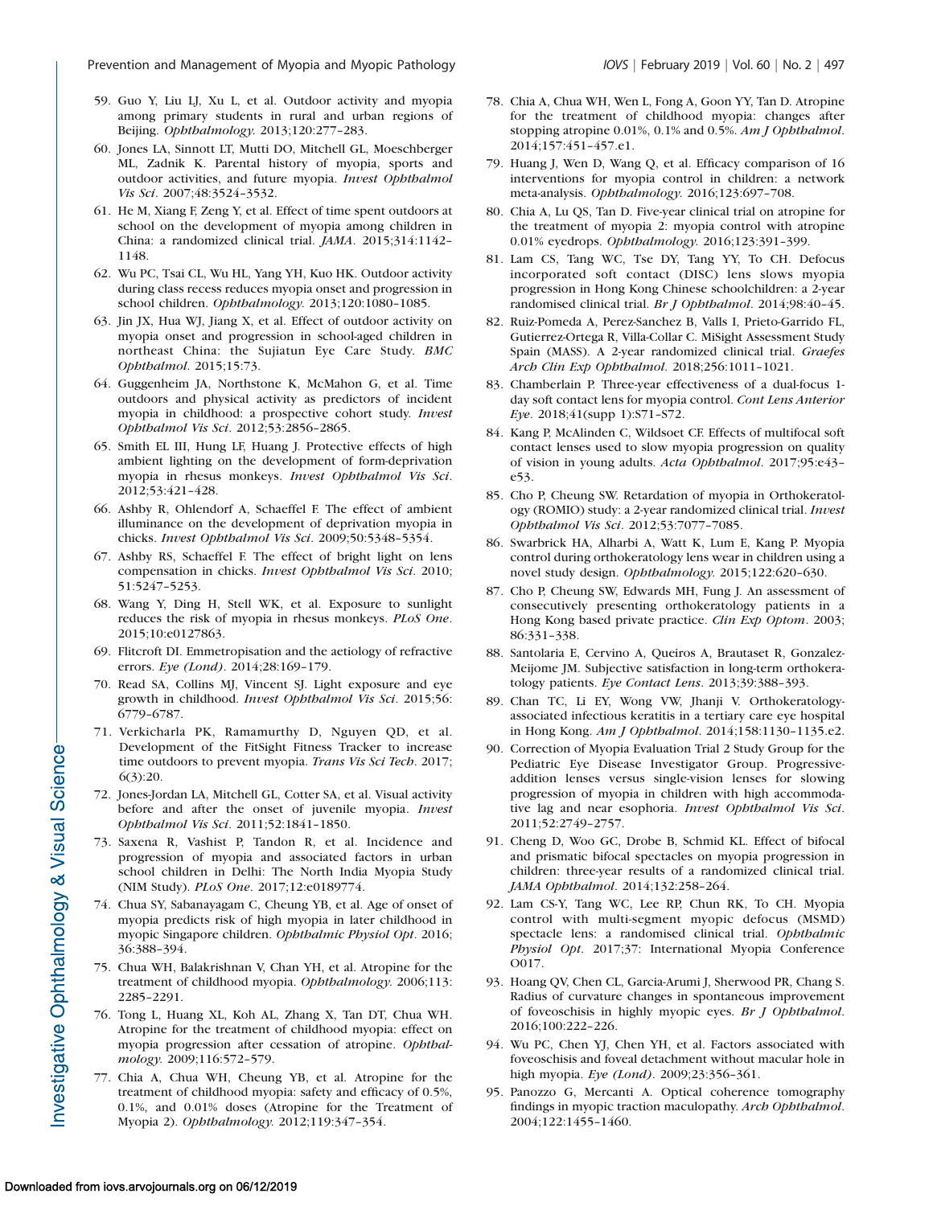59. Guo Y, Liu LJ, Xu L, et al. Outdoor activity and myopia among primary students in rural and urban regions of Beijing. *Ophthalmology.* 2013;120:277–283.
60. Jones LA, Sinnott LT, Mutti DO, Mitchell GL, Moeschberger ML, Zadnik K. Parental history of myopia, sports and outdoor activities, and future myopia. *Invest Ophthalmol Vis Sci*. 2007;48:3524–3532.
61. He M, Xiang F, Zeng Y, et al. Effect of time spent outdoors at school on the development of myopia among children in China: a randomized clinical trial. *JAMA*. 2015;314:1142–1148.
62. Wu PC, Tsai CL, Wu HL, Yang YH, Kuo HK. Outdoor activity during class recess reduces myopia onset and progression in school children. *Ophthalmology.* 2013;120:1080–1085.
63. Jin JX, Hua WJ, Jiang X, et al. Effect of outdoor activity on myopia onset and progression in school-aged children in northeast China: the Sujiatun Eye Care Study. *BMC Ophthalmol*. 2015;15:73.
64. Guggenheim JA, Northstone K, McMahon G, et al. Time outdoors and physical activity as predictors of incident myopia in childhood: a prospective cohort study. *Invest Ophthalmol Vis Sci*. 2012;53:2856–2865.
65. Smith EL III, Hung LF, Huang J. Protective effects of high ambient lighting on the development of form-deprivation myopia in rhesus monkeys. *Invest Ophthalmol Vis Sci*. 2012;53:421–428.
66. Ashby R, Ohlendorf A, Schaeffel F. The effect of ambient illuminance on the development of deprivation myopia in chicks. *Invest Ophthalmol Vis Sci*. 2009;50:5348–5354.
67. Ashby RS, Schaeffel F. The effect of bright light on lens compensation in chicks. *Invest Ophthalmol Vis Sci*. 2010;51:5247–5253.
68. Wang Y, Ding H, Stell WK, et al. Exposure to sunlight reduces the risk of myopia in rhesus monkeys. *PLoS One*. 2015;10:e0127863.
69. Flitcroft DI. Emmetropisation and the aetiology of refractive errors. *Eye (Lond)*. 2014;28:169–179.
70. Read SA, Collins MJ, Vincent SJ. Light exposure and eye growth in childhood. *Invest Ophthalmol Vis Sci*. 2015;56:6779–6787.
71. Verkicharla PK, Ramamurthy D, Nguyen QD, et al. Development of the FitSight Fitness Tracker to increase time outdoors to prevent myopia. *Trans Vis Sci Tech*. 2017;6(3):20.
72. Jones-Jordan LA, Mitchell GL, Cotter SA, et al. Visual activity before and after the onset of juvenile myopia. *Invest Ophthalmol Vis Sci*. 2011;52:1841–1850.
73. Saxena R, Vashist P, Tandon R, et al. Incidence and progression of myopia and associated factors in urban school children in Delhi: The North India Myopia Study (NIM Study). *PLoS One*. 2017;12:e0189774.
74. Chua SY, Sabanayagam C, Cheung YB, et al. Age of onset of myopia predicts risk of high myopia in later childhood in myopic Singapore children. *Ophthalmic Physiol Opt*. 2016;36:388–394.
75. Chua WH, Balakrishnan V, Chan YH, et al. Atropine for the treatment of childhood myopia. *Ophthalmology.* 2006;113:2285–2291.
76. Tong L, Huang XL, Koh AL, Zhang X, Tan DT, Chua WH. Atropine for the treatment of childhood myopia: effect on myopia progression after cessation of atropine. *Ophthalmology.* 2009;116:572–579.
77. Chia A, Chua WH, Cheung YB, et al. Atropine for the treatment of childhood myopia: safety and efficacy of 0.5%, 0.1%, and 0.01% doses (Atropine for the Treatment of Myopia 2). *Ophthalmology.* 2012;119:347–354.
78. Chia A, Chua WH, Wen L, Fong A, Goon YY, Tan D. Atropine for the treatment of childhood myopia: changes after stopping atropine 0.01%, 0.1% and 0.5%. *Am J Ophthalmol*. 2014;157:451–457.e1.
79. Huang J, Wen D, Wang Q, et al. Efficacy comparison of 16 interventions for myopia control in children: a network meta-analysis. *Ophthalmology.* 2016;123:697–708.
80. Chia A, Lu QS, Tan D. Five-year clinical trial on atropine for the treatment of myopia 2: myopia control with atropine 0.01% eyedrops. *Ophthalmology.* 2016;123:391–399.
81. Lam CS, Tang WC, Tse DY, Tang YY, To CH. Defocus incorporated soft contact (DISC) lens slows myopia progression in Hong Kong Chinese schoolchildren: a 2-year randomised clinical trial. *Br J Ophthalmol*. 2014;98:40–45.
82. Ruiz-Pomeda A, Perez-Sanchez B, Valls I, Prieto-Garrido FL, Gutierrez-Ortega R, Villa-Collar C. MiSight Assessment Study Spain (MASS). A 2-year randomized clinical trial. *Graefes Arch Clin Exp Ophthalmol*. 2018;256:1011–1021.
83. Chamberlain P. Three-year effectiveness of a dual-focus 1-day soft contact lens for myopia control. *Cont Lens Anterior Eye*. 2018;41(supp 1):S71–S72.
84. Kang P, McAlinden C, Wildsoet CF. Effects of multifocal soft contact lenses used to slow myopia progression on quality of vision in young adults. *Acta Ophthalmol*. 2017;95:e43–e53.
85. Cho P, Cheung SW. Retardation of myopia in Orthokeratology (ROMIO) study: a 2-year randomized clinical trial. *Invest Ophthalmol Vis Sci*. 2012;53:7077–7085.
86. Swarbrick HA, Alharbi A, Watt K, Lum E, Kang P. Myopia control during orthokeratology lens wear in children using a novel study design. *Ophthalmology.* 2015;122:620–630.
87. Cho P, Cheung SW, Edwards MH, Fung J. An assessment of consecutively presenting orthokeratology patients in a Hong Kong based private practice. *Clin Exp Optom*. 2003;86:331–338.
88. Santolaria E, Cervino A, Queiros A, Brautaset R, Gonzalez-Meijome JM. Subjective satisfaction in long-term orthokeratology patients. *Eye Contact Lens*. 2013;39:388–393.
89. Chan TC, Li EY, Wong VW, Jhanji V. Orthokeratology-associated infectious keratitis in a tertiary care eye hospital in Hong Kong. *Am J Ophthalmol*. 2014;158:1130–1135.e2.
90. Correction of Myopia Evaluation Trial 2 Study Group for the Pediatric Eye Disease Investigator Group. Progressive-addition lenses versus single-vision lenses for slowing progression of myopia in children with high accommodative lag and near esophoria. *Invest Ophthalmol Vis Sci*. 2011;52:2749–2757.
91. Cheng D, Woo GC, Drobe B, Schmid KL. Effect of bifocal and prismatic bifocal spectacles on myopia progression in children: three-year results of a randomized clinical trial. *JAMA Ophthalmol*. 2014;132:258–264.
92. Lam CS-Y, Tang WC, Lee RP, Chun RK, To CH. Myopia control with multi-segment myopic defocus (MSMD) spectacle lens: a randomised clinical trial. *Ophthalmic Physiol Opt*. 2017;37: International Myopia Conference O017.
93. Hoang QV, Chen CL, Garcia-Arumi J, Sherwood PR, Chang S. Radius of curvature changes in spontaneous improvement of foveoschisis in highly myopic eyes. *Br J Ophthalmol*. 2016;100:222–226.
94. Wu PC, Chen YJ, Chen YH, et al. Factors associated with foveoschisis and foveal detachment without macular hole in high myopia. *Eye (Lond)*. 2009;23:356–361.
95. Panozzo G, Mercanti A. Optical coherence tomography findings in myopic traction maculopathy. *Arch Ophthalmol*. 2004;122:1455–1460.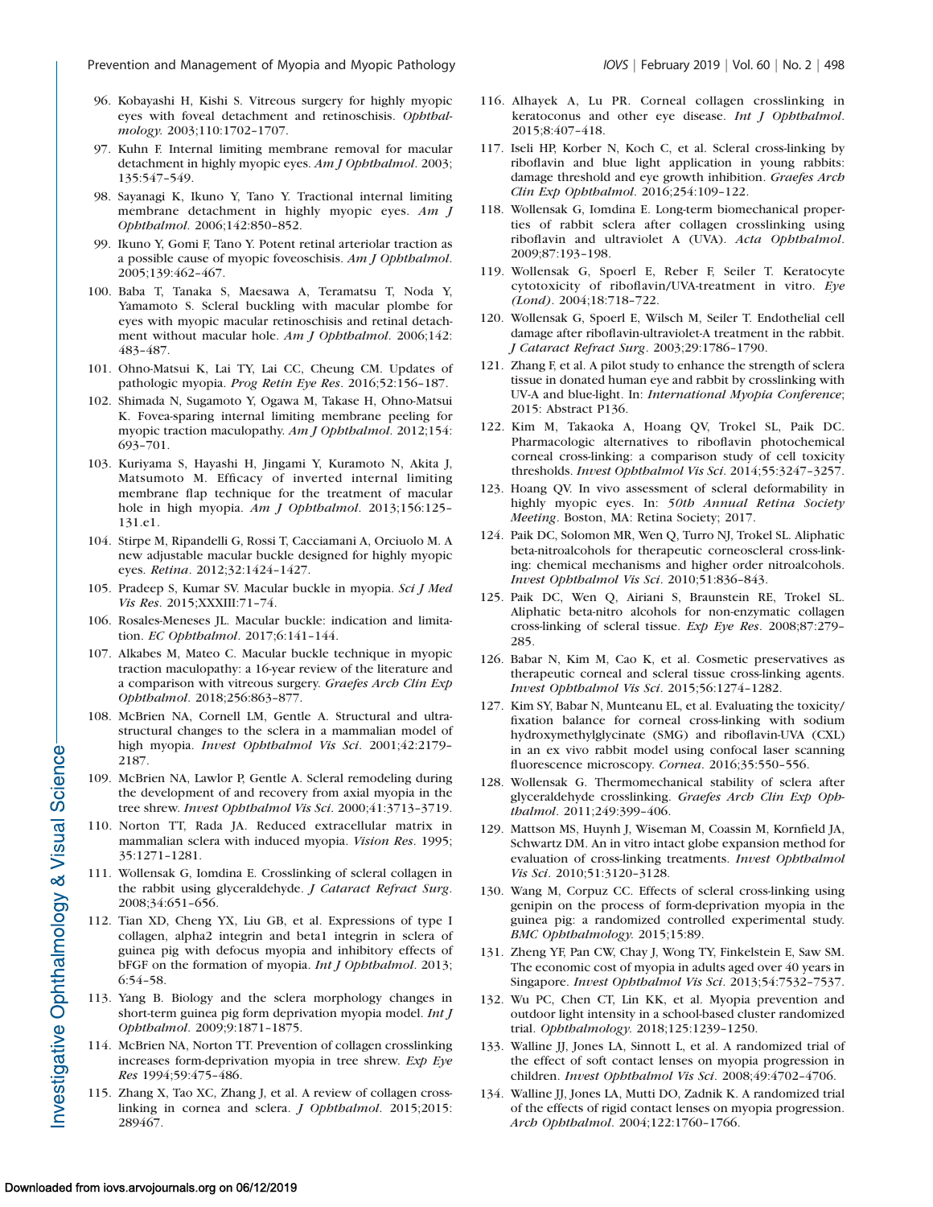96. Kobayashi H, Kishi S. Vitreous surgery for highly myopic eyes with foveal detachment and retinoschisis. *Ophthalmology*. 2003;110:1702–1707.
97. Kuhn F. Internal limiting membrane removal for macular detachment in highly myopic eyes. *Am J Ophthalmol*. 2003; 135:547–549.
98. Sayanagi K, Ikuno Y, Tano Y. Tractional internal limiting membrane detachment in highly myopic eyes. *Am J Ophthalmol*. 2006;142:850–852.
99. Ikuno Y, Gomi F, Tano Y. Potent retinal arteriolar traction as a possible cause of myopic foveoschisis. *Am J Ophthalmol*. 2005;139:462–467.
100. Baba T, Tanaka S, Maesawa A, Teramatsu T, Noda Y, Yamamoto S. Scleral buckling with macular plombe for eyes with myopic macular retinoschisis and retinal detachment without macular hole. *Am J Ophthalmol*. 2006;142: 483–487.
101. Ohno-Matsui K, Lai TY, Lai CC, Cheung CM. Updates of pathologic myopia. *Prog Retin Eye Res*. 2016;52:156–187.
102. Shimada N, Sugamoto Y, Ogawa M, Takase H, Ohno-Matsui K. Fovea-sparing internal limiting membrane peeling for myopic traction maculopathy. *Am J Ophthalmol*. 2012;154: 693–701.
103. Kuriyama S, Hayashi H, Jingami Y, Kuramoto N, Akita J, Matsumoto M. Efficacy of inverted internal limiting membrane flap technique for the treatment of macular hole in high myopia. *Am J Ophthalmol*. 2013;156:125–131.e1.
104. Stirpe M, Ripandelli G, Rossi T, Cacciamani A, Orciuolo M. A new adjustable macular buckle designed for highly myopic eyes. *Retina*. 2012;32:1424–1427.
105. Pradeep S, Kumar SV. Macular buckle in myopia. *Sci J Med Vis Res*. 2015;XXXIII:71–74.
106. Rosales-Meneses JL. Macular buckle: indication and limitation. *EC Ophthalmol*. 2017;6:141–144.
107. Alkabes M, Mateo C. Macular buckle technique in myopic traction maculopathy: a 16-year review of the literature and a comparison with vitreous surgery. *Graefes Arch Clin Exp Ophthalmol*. 2018;256:863–877.
108. McBrien NA, Cornell LM, Gentle A. Structural and ultrastructural changes to the sclera in a mammalian model of high myopia. *Invest Ophthalmol Vis Sci*. 2001;42:2179–2187.
109. McBrien NA, Lawlor P, Gentle A. Scleral remodeling during the development of and recovery from axial myopia in the tree shrew. *Invest Ophthalmol Vis Sci*. 2000;41:3713–3719.
110. Norton TT, Rada JA. Reduced extracellular matrix in mammalian sclera with induced myopia. *Vision Res*. 1995; 35:1271–1281.
111. Wollensak G, Iomdina E. Crosslinking of scleral collagen in the rabbit using glyceraldehyde. *J Cataract Refract Surg*. 2008;34:651–656.
112. Tian XD, Cheng YX, Liu GB, et al. Expressions of type I collagen, alpha2 integrin and beta1 integrin in sclera of guinea pig with defocus myopia and inhibitory effects of bFGF on the formation of myopia. *Int J Ophthalmol*. 2013; 6:54–58.
113. Yang B. Biology and the sclera morphology changes in short-term guinea pig form deprivation myopia model. *Int J Ophthalmol*. 2009;9:1871–1875.
114. McBrien NA, Norton TT. Prevention of collagen crosslinking increases form-deprivation myopia in tree shrew. *Exp Eye Res* 1994;59:475–486.
115. Zhang X, Tao XC, Zhang J, et al. A review of collagen crosslinking in cornea and sclera. *J Ophthalmol*. 2015;2015: 289467.
116. Alhayek A, Lu PR. Corneal collagen crosslinking in keratoconus and other eye disease. *Int J Ophthalmol*. 2015;8:407–418.
117. Iseli HP, Korber N, Koch C, et al. Scleral cross-linking by riboflavin and blue light application in young rabbits: damage threshold and eye growth inhibition. *Graefes Arch Clin Exp Ophthalmol*. 2016;254:109–122.
118. Wollensak G, Iomdina E. Long-term biomechanical properties of rabbit sclera after collagen crosslinking using riboflavin and ultraviolet A (UVA). *Acta Ophthalmol*. 2009;87:193–198.
119. Wollensak G, Spoerl E, Reber F, Seiler T. Keratocyte cytotoxicity of riboflavin/UVA-treatment in vitro. *Eye (Lond)*. 2004;18:718–722.
120. Wollensak G, Spoerl E, Wilsch M, Seiler T. Endothelial cell damage after riboflavin-ultraviolet-A treatment in the rabbit. *J Cataract Refract Surg*. 2003;29:1786–1790.
121. Zhang F, et al. A pilot study to enhance the strength of sclera tissue in donated human eye and rabbit by crosslinking with UV-A and blue-light. In: *International Myopia Conference*; 2015: Abstract P136.
122. Kim M, Takaoka A, Hoang QV, Trokel SL, Paik DC. Pharmacologic alternatives to riboflavin photochemical corneal cross-linking: a comparison study of cell toxicity thresholds. *Invest Ophthalmol Vis Sci*. 2014;55:3247–3257.
123. Hoang QV. In vivo assessment of scleral deformability in highly myopic eyes. In: *50th Annual Retina Society Meeting*. Boston, MA: Retina Society; 2017.
124. Paik DC, Solomon MR, Wen Q, Turro NJ, Trokel SL. Aliphatic beta-nitroalcohols for therapeutic corneoscleral cross-linking: chemical mechanisms and higher order nitroalcohols. *Invest Ophthalmol Vis Sci*. 2010;51:836–843.
125. Paik DC, Wen Q, Airiani S, Braunstein RE, Trokel SL. Aliphatic beta-nitro alcohols for non-enzymatic collagen cross-linking of scleral tissue. *Exp Eye Res*. 2008;87:279–285.
126. Babar N, Kim M, Cao K, et al. Cosmetic preservatives as therapeutic corneal and scleral tissue cross-linking agents. *Invest Ophthalmol Vis Sci*. 2015;56:1274–1282.
127. Kim SY, Babar N, Munteanu EL, et al. Evaluating the toxicity/fixation balance for corneal cross-linking with sodium hydroxymethylglycinate (SMG) and riboflavin-UVA (CXL) in an ex vivo rabbit model using confocal laser scanning fluorescence microscopy. *Cornea*. 2016;35:550–556.
128. Wollensak G. Thermomechanical stability of sclera after glyceraldehyde crosslinking. *Graefes Arch Clin Exp Ophthalmol*. 2011;249:399–406.
129. Mattson MS, Huynh J, Wiseman M, Coassin M, Kornfield JA, Schwartz DM. An in vitro intact globe expansion method for evaluation of cross-linking treatments. *Invest Ophthalmol Vis Sci*. 2010;51:3120–3128.
130. Wang M, Corpuz CC. Effects of scleral cross-linking using genipin on the process of form-deprivation myopia in the guinea pig: a randomized controlled experimental study. *BMC Ophthalmology*. 2015;15:89.
131. Zheng YF, Pan CW, Chay J, Wong TY, Finkelstein E, Saw SM. The economic cost of myopia in adults aged over 40 years in Singapore. *Invest Ophthalmol Vis Sci*. 2013;54:7532–7537.
132. Wu PC, Chen CT, Lin KK, et al. Myopia prevention and outdoor light intensity in a school-based cluster randomized trial. *Ophthalmology*. 2018;125:1239–1250.
133. Walline JJ, Jones LA, Sinnott L, et al. A randomized trial of the effect of soft contact lenses on myopia progression in children. *Invest Ophthalmol Vis Sci*. 2008;49:4702–4706.
134. Walline JJ, Jones LA, Mutti DO, Zadnik K. A randomized trial of the effects of rigid contact lenses on myopia progression. *Arch Ophthalmol*. 2004;122:1760–1766.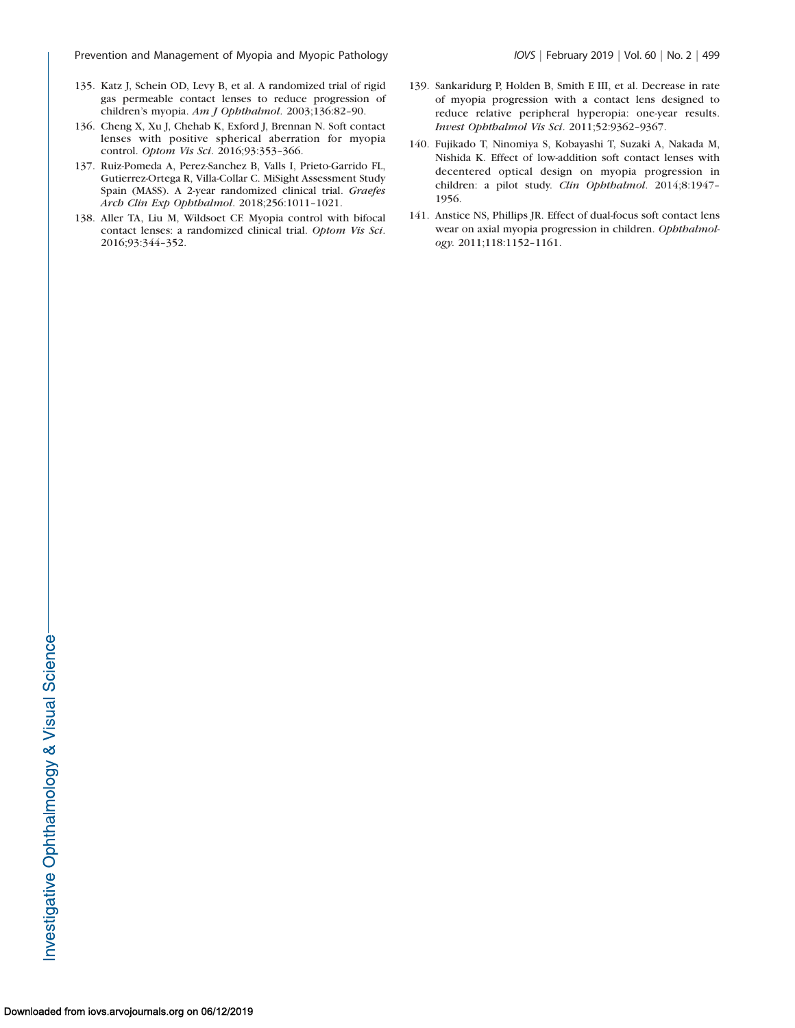135. Katz J, Schein OD, Levy B, et al. A randomized trial of rigid gas permeable contact lenses to reduce progression of children's myopia. *Am J Ophthalmol*. 2003;136:82–90.
136. Cheng X, Xu J, Chehab K, Exford J, Brennan N. Soft contact lenses with positive spherical aberration for myopia control. *Optom Vis Sci*. 2016;93:353–366.
137. Ruiz-Pomeda A, Perez-Sanchez B, Valls I, Prieto-Garrido FL, Gutierrez-Ortega R, Villa-Collar C. MiSight Assessment Study Spain (MASS). A 2-year randomized clinical trial. *Graefes Arch Clin Exp Ophthalmol*. 2018;256:1011–1021.
138. Aller TA, Liu M, Wildsoet CF. Myopia control with bifocal contact lenses: a randomized clinical trial. *Optom Vis Sci*. 2016;93:344–352.
139. Sankaridurg P, Holden B, Smith E III, et al. Decrease in rate of myopia progression with a contact lens designed to reduce relative peripheral hyperopia: one-year results. *Invest Ophthalmol Vis Sci*. 2011;52:9362–9367.
140. Fujikado T, Ninomiya S, Kobayashi T, Suzaki A, Nakada M, Nishida K. Effect of low-addition soft contact lenses with decentered optical design on myopia progression in children: a pilot study. *Clin Ophthalmol*. 2014;8:1947–1956.
141. Anstice NS, Phillips JR. Effect of dual-focus soft contact lens wear on axial myopia progression in children. *Ophthalmology*. 2011;118:1152–1161.